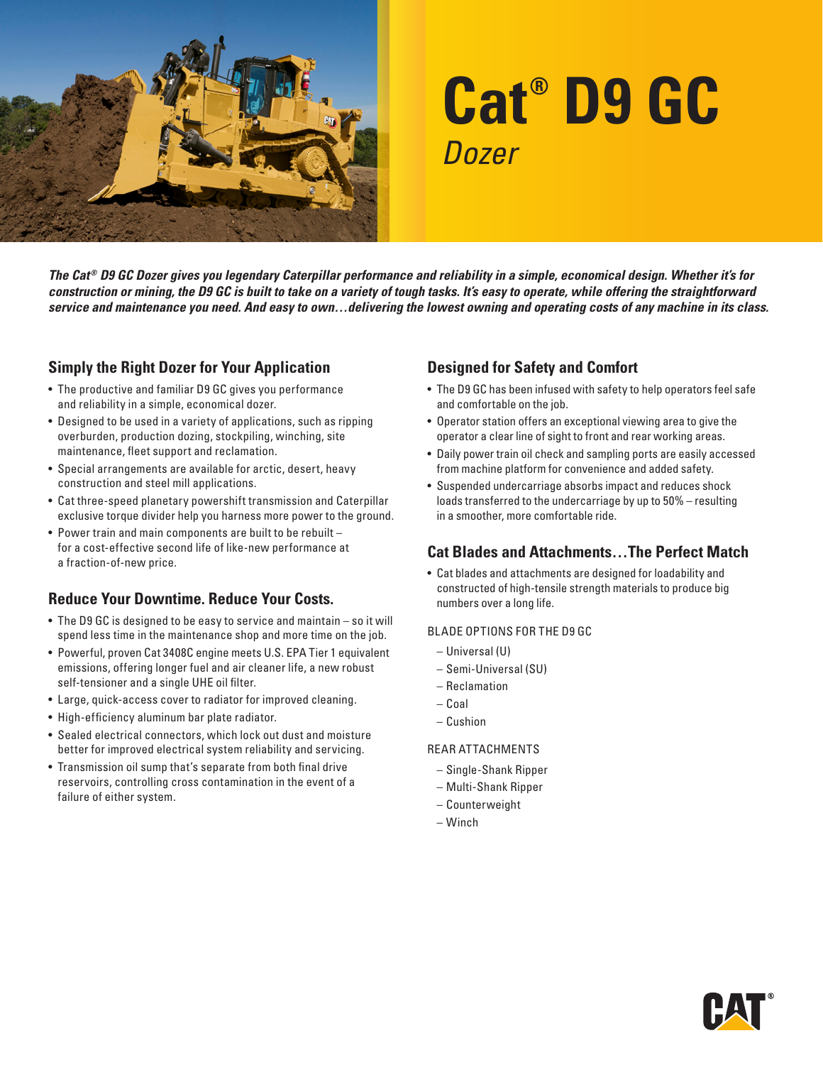# Cat® D9 GC

*Dozer*

***The Cat® D9 GC Dozer gives you legendary Caterpillar performance and reliability in a simple, economical design. Whether it's for construction or mining, the D9 GC is built to take on a variety of tough tasks. It's easy to operate, while offering the straightforward service and maintenance you need. And easy to own…delivering the lowest owning and operating costs of any machine in its class.***

## Simply the Right Dozer for Your Application

- The productive and familiar D9 GC gives you performance and reliability in a simple, economical dozer.
- Designed to be used in a variety of applications, such as ripping overburden, production dozing, stockpiling, winching, site maintenance, fleet support and reclamation.
- Special arrangements are available for arctic, desert, heavy construction and steel mill applications.
- Cat three-speed planetary powershift transmission and Caterpillar exclusive torque divider help you harness more power to the ground.
- Power train and main components are built to be rebuilt – for a cost-effective second life of like-new performance at a fraction-of-new price.

## Reduce Your Downtime. Reduce Your Costs.

- The D9 GC is designed to be easy to service and maintain – so it will spend less time in the maintenance shop and more time on the job.
- Powerful, proven Cat 3408C engine meets U.S. EPA Tier 1 equivalent emissions, offering longer fuel and air cleaner life, a new robust self-tensioner and a single UHE oil filter.
- Large, quick-access cover to radiator for improved cleaning.
- High-efficiency aluminum bar plate radiator.
- Sealed electrical connectors, which lock out dust and moisture better for improved electrical system reliability and servicing.
- Transmission oil sump that's separate from both final drive reservoirs, controlling cross contamination in the event of a failure of either system.

## Designed for Safety and Comfort

- The D9 GC has been infused with safety to help operators feel safe and comfortable on the job.
- Operator station offers an exceptional viewing area to give the operator a clear line of sight to front and rear working areas.
- Daily power train oil check and sampling ports are easily accessed from machine platform for convenience and added safety.
- Suspended undercarriage absorbs impact and reduces shock loads transferred to the undercarriage by up to 50% – resulting in a smoother, more comfortable ride.

## Cat Blades and Attachments…The Perfect Match

- Cat blades and attachments are designed for loadability and constructed of high-tensile strength materials to produce big numbers over a long life.

BLADE OPTIONS FOR THE D9 GC

- Universal (U)
- Semi-Universal (SU)
- Reclamation
- Coal
- Cushion

REAR ATTACHMENTS

- Single-Shank Ripper
- Multi-Shank Ripper
- Counterweight
- Winch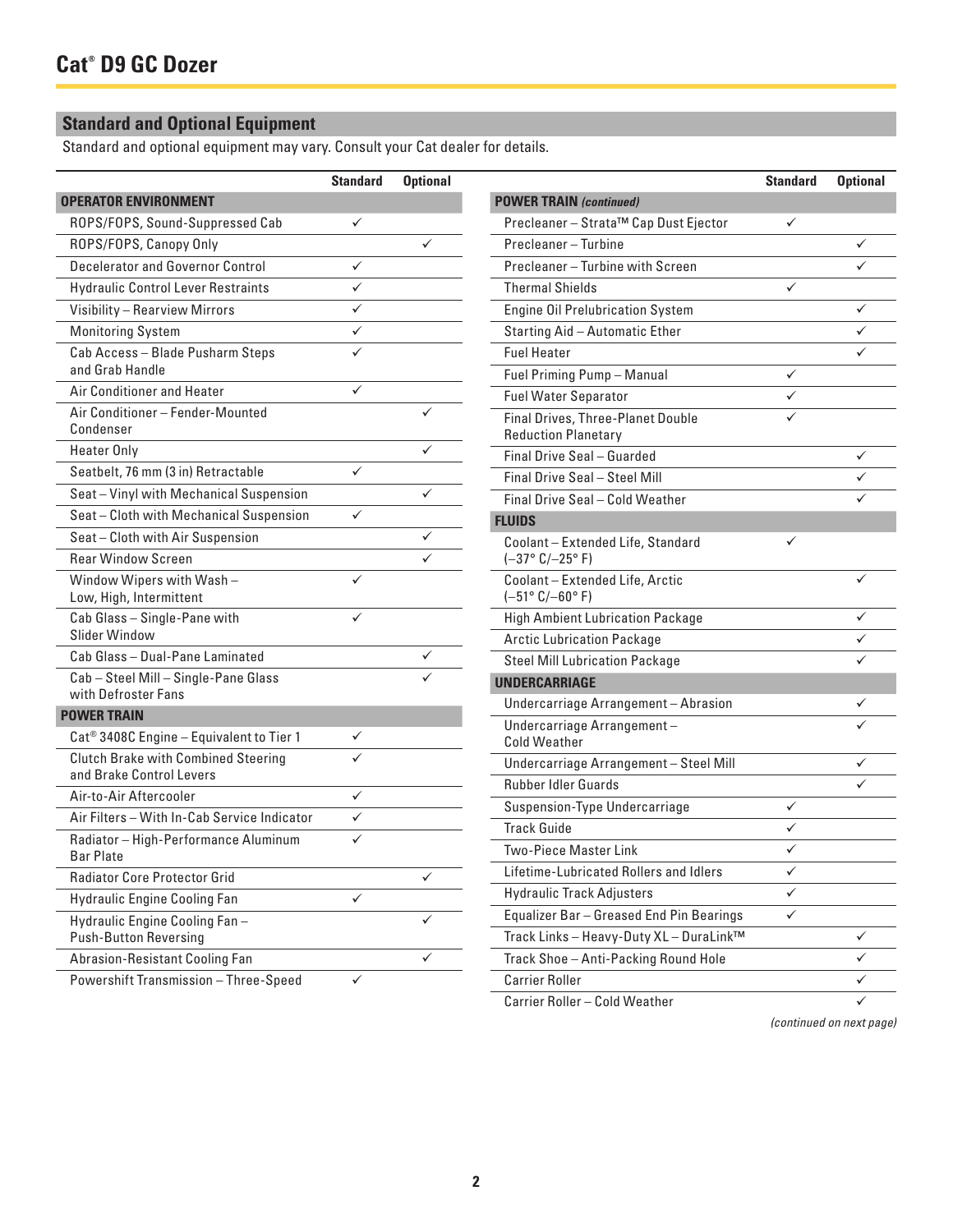# Cat® D9 GC Dozer

## Standard and Optional Equipment

Standard and optional equipment may vary. Consult your Cat dealer for details.

| | Standard | Optional |
|---|---|---|
| **OPERATOR ENVIRONMENT** | | |
| ROPS/FOPS, Sound-Suppressed Cab | ✓ | |
| ROPS/FOPS, Canopy Only | | ✓ |
| Decelerator and Governor Control | ✓ | |
| Hydraulic Control Lever Restraints | ✓ | |
| Visibility – Rearview Mirrors | ✓ | |
| Monitoring System | ✓ | |
| Cab Access – Blade Pusharm Steps and Grab Handle | ✓ | |
| Air Conditioner and Heater | ✓ | |
| Air Conditioner – Fender-Mounted Condenser | | ✓ |
| Heater Only | | ✓ |
| Seatbelt, 76 mm (3 in) Retractable | ✓ | |
| Seat – Vinyl with Mechanical Suspension | | ✓ |
| Seat – Cloth with Mechanical Suspension | ✓ | |
| Seat – Cloth with Air Suspension | | ✓ |
| Rear Window Screen | | ✓ |
| Window Wipers with Wash – Low, High, Intermittent | ✓ | |
| Cab Glass – Single-Pane with Slider Window | ✓ | |
| Cab Glass – Dual-Pane Laminated | | ✓ |
| Cab – Steel Mill – Single-Pane Glass with Defroster Fans | | ✓ |
| **POWER TRAIN** | | |
| Cat® 3408C Engine – Equivalent to Tier 1 | ✓ | |
| Clutch Brake with Combined Steering and Brake Control Levers | ✓ | |
| Air-to-Air Aftercooler | ✓ | |
| Air Filters – With In-Cab Service Indicator | ✓ | |
| Radiator – High-Performance Aluminum Bar Plate | ✓ | |
| Radiator Core Protector Grid | | ✓ |
| Hydraulic Engine Cooling Fan | ✓ | |
| Hydraulic Engine Cooling Fan – Push-Button Reversing | | ✓ |
| Abrasion-Resistant Cooling Fan | | ✓ |
| Powershift Transmission – Three-Speed | ✓ | |

| | Standard | Optional |
|---|---|---|
| **POWER TRAIN** *(continued)* | | |
| Precleaner – Strata™ Cap Dust Ejector | ✓ | |
| Precleaner – Turbine | | ✓ |
| Precleaner – Turbine with Screen | | ✓ |
| Thermal Shields | ✓ | |
| Engine Oil Prelubrication System | | ✓ |
| Starting Aid – Automatic Ether | | ✓ |
| Fuel Heater | | ✓ |
| Fuel Priming Pump – Manual | ✓ | |
| Fuel Water Separator | ✓ | |
| Final Drives, Three-Planet Double Reduction Planetary | ✓ | |
| Final Drive Seal – Guarded | | ✓ |
| Final Drive Seal – Steel Mill | | ✓ |
| Final Drive Seal – Cold Weather | | ✓ |
| **FLUIDS** | | |
| Coolant – Extended Life, Standard (–37° C/–25° F) | ✓ | |
| Coolant – Extended Life, Arctic (–51° C/–60° F) | | ✓ |
| High Ambient Lubrication Package | | ✓ |
| Arctic Lubrication Package | | ✓ |
| Steel Mill Lubrication Package | | ✓ |
| **UNDERCARRIAGE** | | |
| Undercarriage Arrangement – Abrasion | | ✓ |
| Undercarriage Arrangement – Cold Weather | | ✓ |
| Undercarriage Arrangement – Steel Mill | | ✓ |
| Rubber Idler Guards | | ✓ |
| Suspension-Type Undercarriage | ✓ | |
| Track Guide | ✓ | |
| Two-Piece Master Link | ✓ | |
| Lifetime-Lubricated Rollers and Idlers | ✓ | |
| Hydraulic Track Adjusters | ✓ | |
| Equalizer Bar – Greased End Pin Bearings | ✓ | |
| Track Links – Heavy-Duty XL – DuraLink™ | | ✓ |
| Track Shoe – Anti-Packing Round Hole | | ✓ |
| Carrier Roller | | ✓ |
| Carrier Roller – Cold Weather | | ✓ |

*(continued on next page)*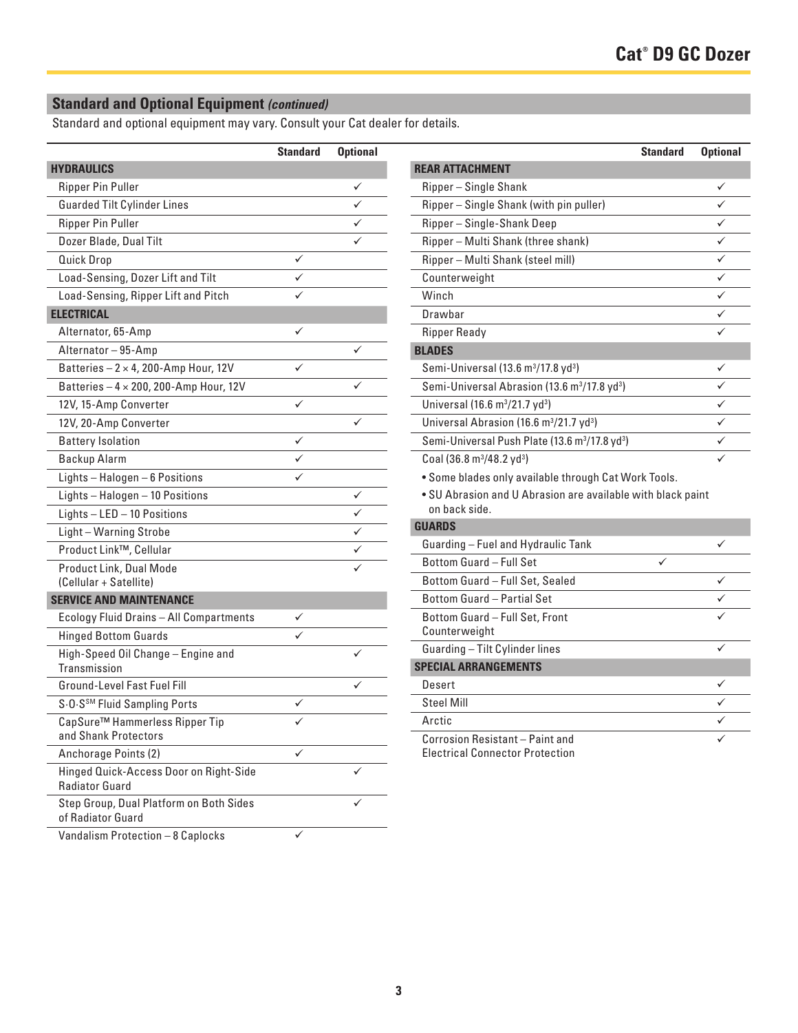## Standard and Optional Equipment *(continued)*

Standard and optional equipment may vary. Consult your Cat dealer for details.

| | Standard | Optional |
|---|---|---|
| **HYDRAULICS** | | |
| Ripper Pin Puller | | ✓ |
| Guarded Tilt Cylinder Lines | | ✓ |
| Ripper Pin Puller | | ✓ |
| Dozer Blade, Dual Tilt | | ✓ |
| Quick Drop | ✓ | |
| Load-Sensing, Dozer Lift and Tilt | ✓ | |
| Load-Sensing, Ripper Lift and Pitch | ✓ | |
| **ELECTRICAL** | | |
| Alternator, 65-Amp | ✓ | |
| Alternator – 95-Amp | | ✓ |
| Batteries – 2 × 4, 200-Amp Hour, 12V | ✓ | |
| Batteries – 4 × 200, 200-Amp Hour, 12V | | ✓ |
| 12V, 15-Amp Converter | ✓ | |
| 12V, 20-Amp Converter | | ✓ |
| Battery Isolation | ✓ | |
| Backup Alarm | ✓ | |
| Lights – Halogen – 6 Positions | ✓ | |
| Lights – Halogen – 10 Positions | | ✓ |
| Lights – LED – 10 Positions | | ✓ |
| Light – Warning Strobe | | ✓ |
| Product Link™, Cellular | | ✓ |
| Product Link, Dual Mode (Cellular + Satellite) | | ✓ |
| **SERVICE AND MAINTENANCE** | | |
| Ecology Fluid Drains – All Compartments | ✓ | |
| Hinged Bottom Guards | ✓ | |
| High-Speed Oil Change – Engine and Transmission | | ✓ |
| Ground-Level Fast Fuel Fill | | ✓ |
| S·O·S℠ Fluid Sampling Ports | ✓ | |
| CapSure™ Hammerless Ripper Tip and Shank Protectors | ✓ | |
| Anchorage Points (2) | ✓ | |
| Hinged Quick-Access Door on Right-Side Radiator Guard | | ✓ |
| Step Group, Dual Platform on Both Sides of Radiator Guard | | ✓ |
| Vandalism Protection – 8 Caplocks | ✓ | |

| | Standard | Optional |
|---|---|---|
| **REAR ATTACHMENT** | | |
| Ripper – Single Shank | | ✓ |
| Ripper – Single Shank (with pin puller) | | ✓ |
| Ripper – Single-Shank Deep | | ✓ |
| Ripper – Multi Shank (three shank) | | ✓ |
| Ripper – Multi Shank (steel mill) | | ✓ |
| Counterweight | | ✓ |
| Winch | | ✓ |
| Drawbar | | ✓ |
| Ripper Ready | | ✓ |
| **BLADES** | | |
| Semi-Universal (13.6 $m^3$/17.8 $yd^3$) | | ✓ |
| Semi-Universal Abrasion (13.6 $m^3$/17.8 $yd^3$) | | ✓ |
| Universal (16.6 $m^3$/21.7 $yd^3$) | | ✓ |
| Universal Abrasion (16.6 $m^3$/21.7 $yd^3$) | | ✓ |
| Semi-Universal Push Plate (13.6 $m^3$/17.8 $yd^3$) | | ✓ |
| Coal (36.8 $m^3$/48.2 $yd^3$) | | ✓ |

- Some blades only available through Cat Work Tools.
- SU Abrasion and U Abrasion are available with black paint on back side.

| | Standard | Optional |
|---|---|---|
| **GUARDS** | | |
| Guarding – Fuel and Hydraulic Tank | | ✓ |
| Bottom Guard – Full Set | ✓ | |
| Bottom Guard – Full Set, Sealed | | ✓ |
| Bottom Guard – Partial Set | | ✓ |
| Bottom Guard – Full Set, Front Counterweight | | ✓ |
| Guarding – Tilt Cylinder lines | | ✓ |
| **SPECIAL ARRANGEMENTS** | | |
| Desert | | ✓ |
| Steel Mill | | ✓ |
| Arctic | | ✓ |
| Corrosion Resistant – Paint and Electrical Connector Protection | | ✓ |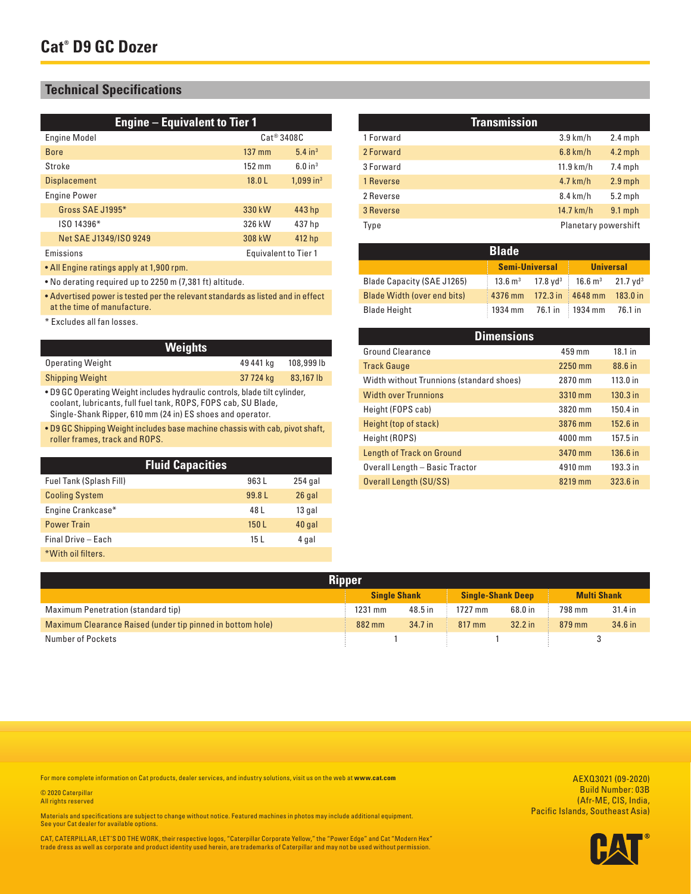# Cat® D9 GC Dozer

## Technical Specifications

| Engine – Equivalent to Tier 1 | | |
|---|---|---|
| Engine Model | Cat® 3408C | |
| Bore | 137 mm | 5.4 in³ |
| Stroke | 152 mm | 6.0 in³ |
| Displacement | 18.0 L | 1,099 in³ |
| Engine Power | | |
| Gross SAE J1995* | 330 kW | 443 hp |
| ISO 14396* | 326 kW | 437 hp |
| Net SAE J1349/ISO 9249 | 308 kW | 412 hp |
| Emissions | Equivalent to Tier 1 | |

- All Engine ratings apply at 1,900 rpm.
- No derating required up to 2250 m (7,381 ft) altitude.
- Advertised power is tested per the relevant standards as listed and in effect at the time of manufacture.

\* Excludes all fan losses.

| Weights | | |
|---|---|---|
| Operating Weight | 49 441 kg | 108,999 lb |
| Shipping Weight | 37 724 kg | 83,167 lb |

- D9 GC Operating Weight includes hydraulic controls, blade tilt cylinder, coolant, lubricants, full fuel tank, ROPS, FOPS cab, SU Blade, Single-Shank Ripper, 610 mm (24 in) ES shoes and operator.
- D9 GC Shipping Weight includes base machine chassis with cab, pivot shaft, roller frames, track and ROPS.

| Fluid Capacities | | |
|---|---|---|
| Fuel Tank (Splash Fill) | 963 L | 254 gal |
| Cooling System | 99.8 L | 26 gal |
| Engine Crankcase* | 48 L | 13 gal |
| Power Train | 150 L | 40 gal |
| Final Drive – Each | 15 L | 4 gal |

*With oil filters.

| Transmission | | |
|---|---|---|
| 1 Forward | 3.9 km/h | 2.4 mph |
| 2 Forward | 6.8 km/h | 4.2 mph |
| 3 Forward | 11.9 km/h | 7.4 mph |
| 1 Reverse | 4.7 km/h | 2.9 mph |
| 2 Reverse | 8.4 km/h | 5.2 mph |
| 3 Reverse | 14.7 km/h | 9.1 mph |
| Type | Planetary powershift | |

| Blade | Semi-Universal | | Universal | |
|---|---|---|---|---|
| Blade Capacity (SAE J1265) | 13.6 m³ | 17.8 yd³ | 16.6 m³ | 21.7 yd³ |
| Blade Width (over end bits) | 4376 mm | 172.3 in | 4648 mm | 183.0 in |
| Blade Height | 1934 mm | 76.1 in | 1934 mm | 76.1 in |

| Dimensions | | |
|---|---|---|
| Ground Clearance | 459 mm | 18.1 in |
| Track Gauge | 2250 mm | 88.6 in |
| Width without Trunnions (standard shoes) | 2870 mm | 113.0 in |
| Width over Trunnions | 3310 mm | 130.3 in |
| Height (FOPS cab) | 3820 mm | 150.4 in |
| Height (top of stack) | 3876 mm | 152.6 in |
| Height (ROPS) | 4000 mm | 157.5 in |
| Length of Track on Ground | 3470 mm | 136.6 in |
| Overall Length – Basic Tractor | 4910 mm | 193.3 in |
| Overall Length (SU/SS) | 8219 mm | 323.6 in |

| Ripper | Single Shank | | Single-Shank Deep | | Multi Shank | |
|---|---|---|---|---|---|---|
| Maximum Penetration (standard tip) | 1231 mm | 48.5 in | 1727 mm | 68.0 in | 798 mm | 31.4 in |
| Maximum Clearance Raised (under tip pinned in bottom hole) | 882 mm | 34.7 in | 817 mm | 32.2 in | 879 mm | 34.6 in |
| Number of Pockets | 1 | | 1 | | 3 | |

For more complete information on Cat products, dealer services, and industry solutions, visit us on the web at **www.cat.com**

© 2020 Caterpillar
All rights reserved

Materials and specifications are subject to change without notice. Featured machines in photos may include additional equipment. See your Cat dealer for available options.

CAT, CATERPILLAR, LET'S DO THE WORK, their respective logos, "Caterpillar Corporate Yellow," the "Power Edge" and Cat "Modern Hex" trade dress as well as corporate and product identity used herein, are trademarks of Caterpillar and may not be used without permission.

AEXQ3021 (09-2020)
Build Number: 03B
(Afr-ME, CIS, India, Pacific Islands, Southeast Asia)